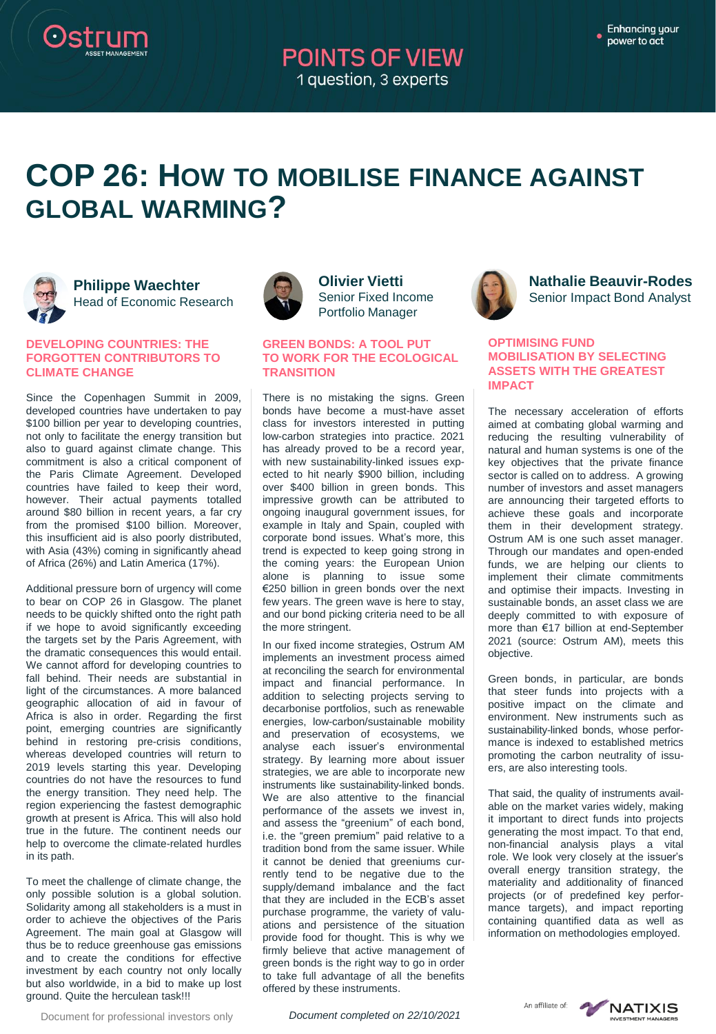# POINTS OF VIEW

1 question, 3 experts

# COP 26: HOW TO MOBILISE FINANCE AGAINST GLOBAL WARMING?

## Philippe Waechter
Head of Economic Research

### DEVELOPING COUNTRIES: THE FORGOTTEN CONTRIBUTORS TO CLIMATE CHANGE

Since the Copenhagen Summit in 2009, developed countries have undertaken to pay $100 billion per year to developing countries, not only to facilitate the energy transition but also to guard against climate change. This commitment is also a critical component of the Paris Climate Agreement. Developed countries have failed to keep their word, however. Their actual payments totalled around $80 billion in recent years, a far cry from the promised $100 billion. Moreover, this insufficient aid is also poorly distributed, with Asia (43%) coming in significantly ahead of Africa (26%) and Latin America (17%).

Additional pressure born of urgency will come to bear on COP 26 in Glasgow. The planet needs to be quickly shifted onto the right path if we hope to avoid significantly exceeding the targets set by the Paris Agreement, with the dramatic consequences this would entail. We cannot afford for developing countries to fall behind. Their needs are substantial in light of the circumstances. A more balanced geographic allocation of aid in favour of Africa is also in order. Regarding the first point, emerging countries are significantly behind in restoring pre-crisis conditions, whereas developed countries will return to 2019 levels starting this year. Developing countries do not have the resources to fund the energy transition. They need help. The region experiencing the fastest demographic growth at present is Africa. This will also hold true in the future. The continent needs our help to overcome the climate-related hurdles in its path.

To meet the challenge of climate change, the only possible solution is a global solution. Solidarity among all stakeholders is a must in order to achieve the objectives of the Paris Agreement. The main goal at Glasgow will thus be to reduce greenhouse gas emissions and to create the conditions for effective investment by each country not only locally but also worldwide, in a bid to make up lost ground. Quite the herculean task!!!

## Olivier Vietti
Senior Fixed Income Portfolio Manager

### GREEN BONDS: A TOOL PUT TO WORK FOR THE ECOLOGICAL TRANSITION

There is no mistaking the signs. Green bonds have become a must-have asset class for investors interested in putting low-carbon strategies into practice. 2021 has already proved to be a record year, with new sustainability-linked issues expected to hit nearly $900 billion, including over $400 billion in green bonds. This impressive growth can be attributed to ongoing inaugural government issues, for example in Italy and Spain, coupled with corporate bond issues. What's more, this trend is expected to keep going strong in the coming years: the European Union alone is planning to issue some €250 billion in green bonds over the next few years. The green wave is here to stay, and our bond picking criteria need to be all the more stringent.

In our fixed income strategies, Ostrum AM implements an investment process aimed at reconciling the search for environmental impact and financial performance. In addition to selecting projects serving to decarbonise portfolios, such as renewable energies, low-carbon/sustainable mobility and preservation of ecosystems, we analyse each issuer's environmental strategy. By learning more about issuer strategies, we are able to incorporate new instruments like sustainability-linked bonds. We are also attentive to the financial performance of the assets we invest in, and assess the "greenium" of each bond, i.e. the "green premium" paid relative to a tradition bond from the same issuer. While it cannot be denied that greeniums currently tend to be negative due to the supply/demand imbalance and the fact that they are included in the ECB's asset purchase programme, the variety of valuations and persistence of the situation provide food for thought. This is why we firmly believe that active management of green bonds is the right way to go in order to take full advantage of all the benefits offered by these instruments.

## Nathalie Beauvir-Rodes
Senior Impact Bond Analyst

### OPTIMISING FUND MOBILISATION BY SELECTING ASSETS WITH THE GREATEST IMPACT

The necessary acceleration of efforts aimed at combating global warming and reducing the resulting vulnerability of natural and human systems is one of the key objectives that the private finance sector is called on to address. A growing number of investors and asset managers are announcing their targeted efforts to achieve these goals and incorporate them in their development strategy. Ostrum AM is one such asset manager. Through our mandates and open-ended funds, we are helping our clients to implement their climate commitments and optimise their impacts. Investing in sustainable bonds, an asset class we are deeply committed to with exposure of more than €17 billion at end-September 2021 (source: Ostrum AM), meets this objective.

Green bonds, in particular, are bonds that steer funds into projects with a positive impact on the climate and environment. New instruments such as sustainability-linked bonds, whose performance is indexed to established metrics promoting the carbon neutrality of issuers, are also interesting tools.

That said, the quality of instruments available on the market varies widely, making it important to direct funds into projects generating the most impact. To that end, non-financial analysis plays a vital role. We look very closely at the issuer's overall energy transition strategy, the materiality and additionality of financed projects (or of predefined key performance targets), and impact reporting containing quantified data as well as information on methodologies employed.

Document for professional investors only

*Document completed on 22/10/2021*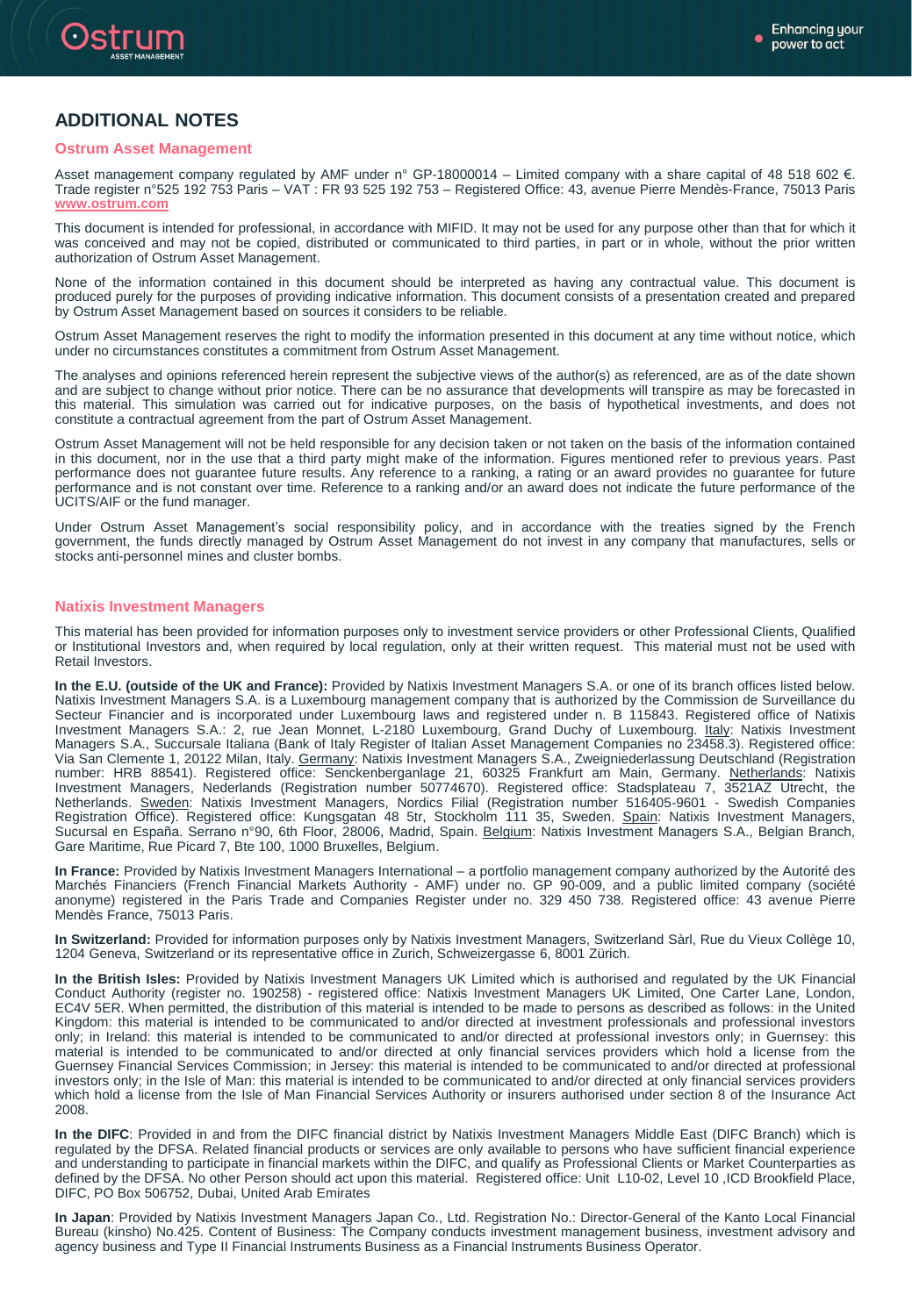# ADDITIONAL NOTES

## Ostrum Asset Management

Asset management company regulated by AMF under n° GP-18000014 – Limited company with a share capital of 48 518 602 €. Trade register n°525 192 753 Paris – VAT : FR 93 525 192 753 – Registered Office: 43, avenue Pierre Mendès-France, 75013 Paris **www.ostrum.com**

This document is intended for professional, in accordance with MIFID. It may not be used for any purpose other than that for which it was conceived and may not be copied, distributed or communicated to third parties, in part or in whole, without the prior written authorization of Ostrum Asset Management.

None of the information contained in this document should be interpreted as having any contractual value. This document is produced purely for the purposes of providing indicative information. This document consists of a presentation created and prepared by Ostrum Asset Management based on sources it considers to be reliable.

Ostrum Asset Management reserves the right to modify the information presented in this document at any time without notice, which under no circumstances constitutes a commitment from Ostrum Asset Management.

The analyses and opinions referenced herein represent the subjective views of the author(s) as referenced, are as of the date shown and are subject to change without prior notice. There can be no assurance that developments will transpire as may be forecasted in this material. This simulation was carried out for indicative purposes, on the basis of hypothetical investments, and does not constitute a contractual agreement from the part of Ostrum Asset Management.

Ostrum Asset Management will not be held responsible for any decision taken or not taken on the basis of the information contained in this document, nor in the use that a third party might make of the information. Figures mentioned refer to previous years. Past performance does not guarantee future results. Any reference to a ranking, a rating or an award provides no guarantee for future performance and is not constant over time. Reference to a ranking and/or an award does not indicate the future performance of the UCITS/AIF or the fund manager.

Under Ostrum Asset Management's social responsibility policy, and in accordance with the treaties signed by the French government, the funds directly managed by Ostrum Asset Management do not invest in any company that manufactures, sells or stocks anti-personnel mines and cluster bombs.

## Natixis Investment Managers

This material has been provided for information purposes only to investment service providers or other Professional Clients, Qualified or Institutional Investors and, when required by local regulation, only at their written request. This material must not be used with Retail Investors.

**In the E.U. (outside of the UK and France):** Provided by Natixis Investment Managers S.A. or one of its branch offices listed below. Natixis Investment Managers S.A. is a Luxembourg management company that is authorized by the Commission de Surveillance du Secteur Financier and is incorporated under Luxembourg laws and registered under n. B 115843. Registered office of Natixis Investment Managers S.A.: 2, rue Jean Monnet, L-2180 Luxembourg, Grand Duchy of Luxembourg. Italy: Natixis Investment Managers S.A., Succursale Italiana (Bank of Italy Register of Italian Asset Management Companies no 23458.3). Registered office: Via San Clemente 1, 20122 Milan, Italy. Germany: Natixis Investment Managers S.A., Zweigniederlassung Deutschland (Registration number: HRB 88541). Registered office: Senckenberganlage 21, 60325 Frankfurt am Main, Germany. Netherlands: Natixis Investment Managers, Nederlands (Registration number 50774670). Registered office: Stadsplateau 7, 3521AZ Utrecht, the Netherlands. Sweden: Natixis Investment Managers, Nordics Filial (Registration number 516405-9601 - Swedish Companies Registration Office). Registered office: Kungsgatan 48 5tr, Stockholm 111 35, Sweden. Spain: Natixis Investment Managers, Sucursal en España. Serrano n°90, 6th Floor, 28006, Madrid, Spain. Belgium: Natixis Investment Managers S.A., Belgian Branch, Gare Maritime, Rue Picard 7, Bte 100, 1000 Bruxelles, Belgium.

**In France:** Provided by Natixis Investment Managers International – a portfolio management company authorized by the Autorité des Marchés Financiers (French Financial Markets Authority - AMF) under no. GP 90-009, and a public limited company (société anonyme) registered in the Paris Trade and Companies Register under no. 329 450 738. Registered office: 43 avenue Pierre Mendès France, 75013 Paris.

**In Switzerland:** Provided for information purposes only by Natixis Investment Managers, Switzerland Sàrl, Rue du Vieux Collège 10, 1204 Geneva, Switzerland or its representative office in Zurich, Schweizergasse 6, 8001 Zürich.

**In the British Isles:** Provided by Natixis Investment Managers UK Limited which is authorised and regulated by the UK Financial Conduct Authority (register no. 190258) - registered office: Natixis Investment Managers UK Limited, One Carter Lane, London, EC4V 5ER. When permitted, the distribution of this material is intended to be made to persons as described as follows: in the United Kingdom: this material is intended to be communicated to and/or directed at investment professionals and professional investors only; in Ireland: this material is intended to be communicated to and/or directed at professional investors only; in Guernsey: this material is intended to be communicated to and/or directed at only financial services providers which hold a license from the Guernsey Financial Services Commission; in Jersey: this material is intended to be communicated to and/or directed at professional investors only; in the Isle of Man: this material is intended to be communicated to and/or directed at only financial services providers which hold a license from the Isle of Man Financial Services Authority or insurers authorised under section 8 of the Insurance Act 2008.

**In the DIFC**: Provided in and from the DIFC financial district by Natixis Investment Managers Middle East (DIFC Branch) which is regulated by the DFSA. Related financial products or services are only available to persons who have sufficient financial experience and understanding to participate in financial markets within the DIFC, and qualify as Professional Clients or Market Counterparties as defined by the DFSA. No other Person should act upon this material. Registered office: Unit L10-02, Level 10 ,ICD Brookfield Place, DIFC, PO Box 506752, Dubai, United Arab Emirates

**In Japan**: Provided by Natixis Investment Managers Japan Co., Ltd. Registration No.: Director-General of the Kanto Local Financial Bureau (kinsho) No.425. Content of Business: The Company conducts investment management business, investment advisory and agency business and Type II Financial Instruments Business as a Financial Instruments Business Operator.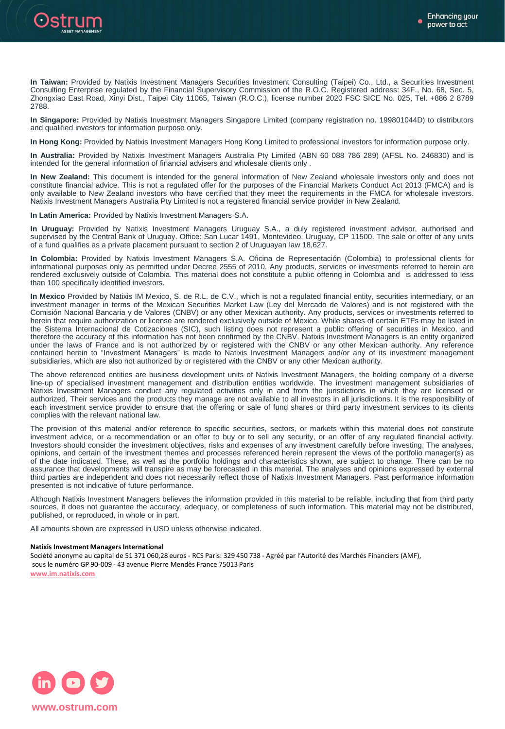**In Taiwan:** Provided by Natixis Investment Managers Securities Investment Consulting (Taipei) Co., Ltd., a Securities Investment Consulting Enterprise regulated by the Financial Supervisory Commission of the R.O.C. Registered address: 34F., No. 68, Sec. 5, Zhongxiao East Road, Xinyi Dist., Taipei City 11065, Taiwan (R.O.C.), license number 2020 FSC SICE No. 025, Tel. +886 2 8789 2788.

**In Singapore:** Provided by Natixis Investment Managers Singapore Limited (company registration no. 199801044D) to distributors and qualified investors for information purpose only.

**In Hong Kong:** Provided by Natixis Investment Managers Hong Kong Limited to professional investors for information purpose only.

**In Australia:** Provided by Natixis Investment Managers Australia Pty Limited (ABN 60 088 786 289) (AFSL No. 246830) and is intended for the general information of financial advisers and wholesale clients only .

**In New Zealand:** This document is intended for the general information of New Zealand wholesale investors only and does not constitute financial advice. This is not a regulated offer for the purposes of the Financial Markets Conduct Act 2013 (FMCA) and is only available to New Zealand investors who have certified that they meet the requirements in the FMCA for wholesale investors. Natixis Investment Managers Australia Pty Limited is not a registered financial service provider in New Zealand.

**In Latin America:** Provided by Natixis Investment Managers S.A.

**In Uruguay:** Provided by Natixis Investment Managers Uruguay S.A., a duly registered investment advisor, authorised and supervised by the Central Bank of Uruguay. Office: San Lucar 1491, Montevideo, Uruguay, CP 11500. The sale or offer of any units of a fund qualifies as a private placement pursuant to section 2 of Uruguayan law 18,627.

**In Colombia:** Provided by Natixis Investment Managers S.A. Oficina de Representación (Colombia) to professional clients for informational purposes only as permitted under Decree 2555 of 2010. Any products, services or investments referred to herein are rendered exclusively outside of Colombia. This material does not constitute a public offering in Colombia and is addressed to less than 100 specifically identified investors.

**In Mexico** Provided by Natixis IM Mexico, S. de R.L. de C.V., which is not a regulated financial entity, securities intermediary, or an investment manager in terms of the Mexican Securities Market Law (Ley del Mercado de Valores) and is not registered with the Comisión Nacional Bancaria y de Valores (CNBV) or any other Mexican authority. Any products, services or investments referred to herein that require authorization or license are rendered exclusively outside of Mexico. While shares of certain ETFs may be listed in the Sistema Internacional de Cotizaciones (SIC), such listing does not represent a public offering of securities in Mexico, and therefore the accuracy of this information has not been confirmed by the CNBV. Natixis Investment Managers is an entity organized under the laws of France and is not authorized by or registered with the CNBV or any other Mexican authority. Any reference contained herein to "Investment Managers" is made to Natixis Investment Managers and/or any of its investment management subsidiaries, which are also not authorized by or registered with the CNBV or any other Mexican authority.

The above referenced entities are business development units of Natixis Investment Managers, the holding company of a diverse line-up of specialised investment management and distribution entities worldwide. The investment management subsidiaries of Natixis Investment Managers conduct any regulated activities only in and from the jurisdictions in which they are licensed or authorized. Their services and the products they manage are not available to all investors in all jurisdictions. It is the responsibility of each investment service provider to ensure that the offering or sale of fund shares or third party investment services to its clients complies with the relevant national law.

The provision of this material and/or reference to specific securities, sectors, or markets within this material does not constitute investment advice, or a recommendation or an offer to buy or to sell any security, or an offer of any regulated financial activity. Investors should consider the investment objectives, risks and expenses of any investment carefully before investing. The analyses, opinions, and certain of the investment themes and processes referenced herein represent the views of the portfolio manager(s) as of the date indicated. These, as well as the portfolio holdings and characteristics shown, are subject to change. There can be no assurance that developments will transpire as may be forecasted in this material. The analyses and opinions expressed by external third parties are independent and does not necessarily reflect those of Natixis Investment Managers. Past performance information presented is not indicative of future performance.

Although Natixis Investment Managers believes the information provided in this material to be reliable, including that from third party sources, it does not guarantee the accuracy, adequacy, or completeness of such information. This material may not be distributed, published, or reproduced, in whole or in part.

All amounts shown are expressed in USD unless otherwise indicated.

**Natixis Investment Managers International**
Société anonyme au capital de 51 371 060,28 euros - RCS Paris: 329 450 738 - Agréé par l'Autorité des Marchés Financiers (AMF), sous le numéro GP 90-009 - 43 avenue Pierre Mendès France 75013 Paris
www.im.natixis.com

www.ostrum.com